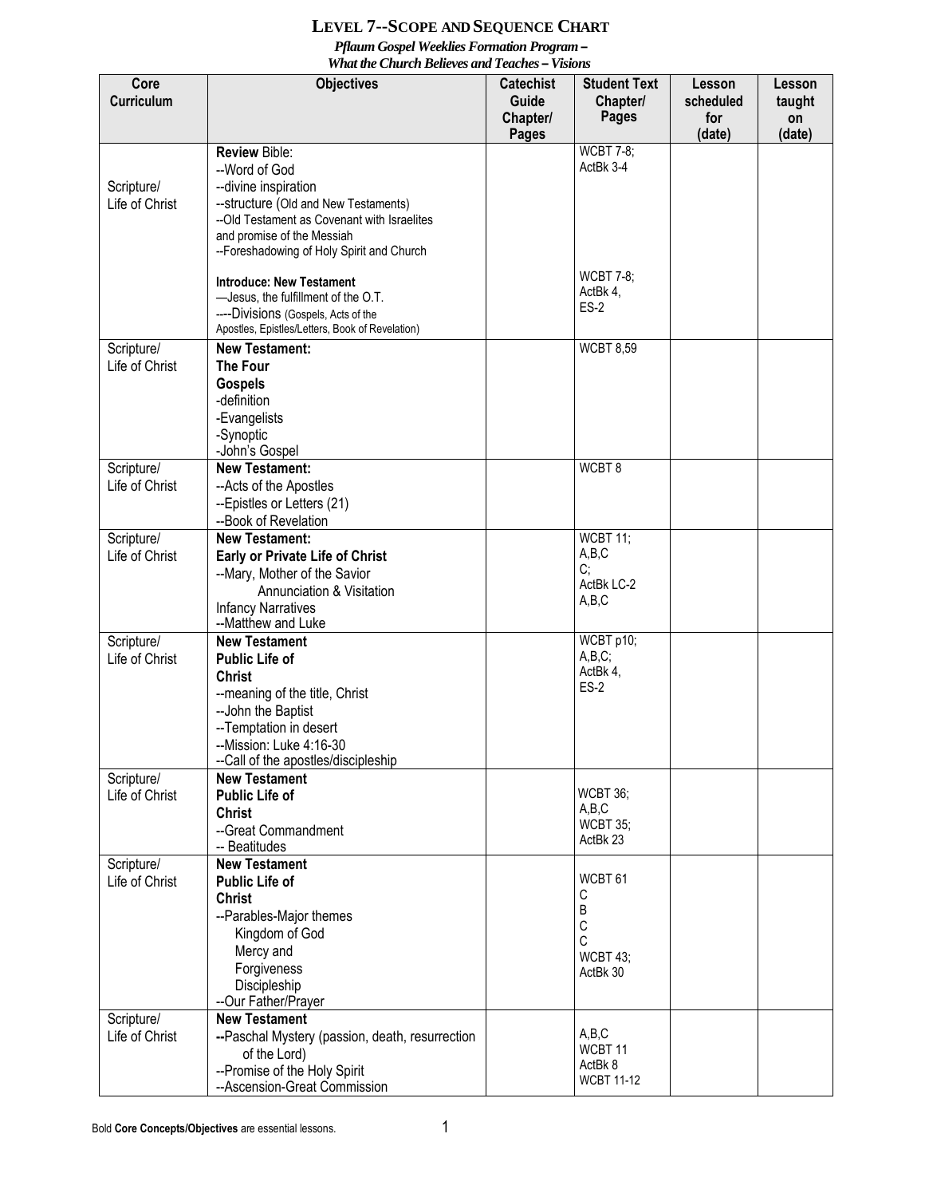# LEVEL 7--SCOPE AND SEQUENCE CHART

***Pflaum Gospel Weeklies Formation Program –***
***What the Church Believes and Teaches – Visions***

| Core Curriculum | Objectives | Catechist Guide Chapter/ Pages | Student Text Chapter/ Pages | Lesson scheduled for (date) | Lesson taught on (date) |
|---|---|---|---|---|---|
| Scripture/ Life of Christ | **Review** Bible:<br>--Word of God<br>--divine inspiration<br>--structure (Old and New Testaments)<br>--Old Testament as Covenant with Israelites and promise of the Messiah<br>--Foreshadowing of Holy Spirit and Church<br><br>**Introduce: New Testament**<br>—Jesus, the fulfillment of the O.T.<br>----Divisions (Gospels, Acts of the Apostles, Epistles/Letters, Book of Revelation) | | WCBT 7-8;<br>ActBk 3-4<br><br>WCBT 7-8;<br>ActBk 4,<br>ES-2 | | |
| Scripture/ Life of Christ | **New Testament:**<br>**The Four Gospels**<br>-definition<br>-Evangelists<br>-Synoptic<br>-John's Gospel | | WCBT 8,59 | | |
| Scripture/ Life of Christ | **New Testament:**<br>--Acts of the Apostles<br>--Epistles or Letters (21)<br>--Book of Revelation | | WCBT 8 | | |
| Scripture/ Life of Christ | **New Testament:**<br>**Early or Private Life of Christ**<br>--Mary, Mother of the Savior<br>Annunciation & Visitation<br>Infancy Narratives<br>--Matthew and Luke | | WCBT 11;<br>A,B,C<br>C;<br>ActBk LC-2<br>A,B,C | | |
| Scripture/ Life of Christ | **New Testament**<br>**Public Life of Christ**<br>--meaning of the title, Christ<br>--John the Baptist<br>--Temptation in desert<br>--Mission: Luke 4:16-30<br>--Call of the apostles/discipleship | | WCBT p10;<br>A,B,C;<br>ActBk 4,<br>ES-2 | | |
| Scripture/ Life of Christ | **New Testament**<br>**Public Life of Christ**<br>--Great Commandment<br>-- Beatitudes | | WCBT 36;<br>A,B,C<br>WCBT 35;<br>ActBk 23 | | |
| Scripture/ Life of Christ | **New Testament**<br>**Public Life of Christ**<br>--Parables-Major themes<br>Kingdom of God<br>Mercy and Forgiveness<br>Discipleship<br>--Our Father/Prayer | | WCBT 61<br>C<br>B<br>C<br>C<br>WCBT 43;<br>ActBk 30 | | |
| Scripture/ Life of Christ | **New Testament**<br>**--**Paschal Mystery (passion, death, resurrection of the Lord)<br>--Promise of the Holy Spirit<br>--Ascension-Great Commission | | A,B,C<br>WCBT 11<br>ActBk 8<br>WCBT 11-12 | | |

Bold **Core Concepts/Objectives** are essential lessons.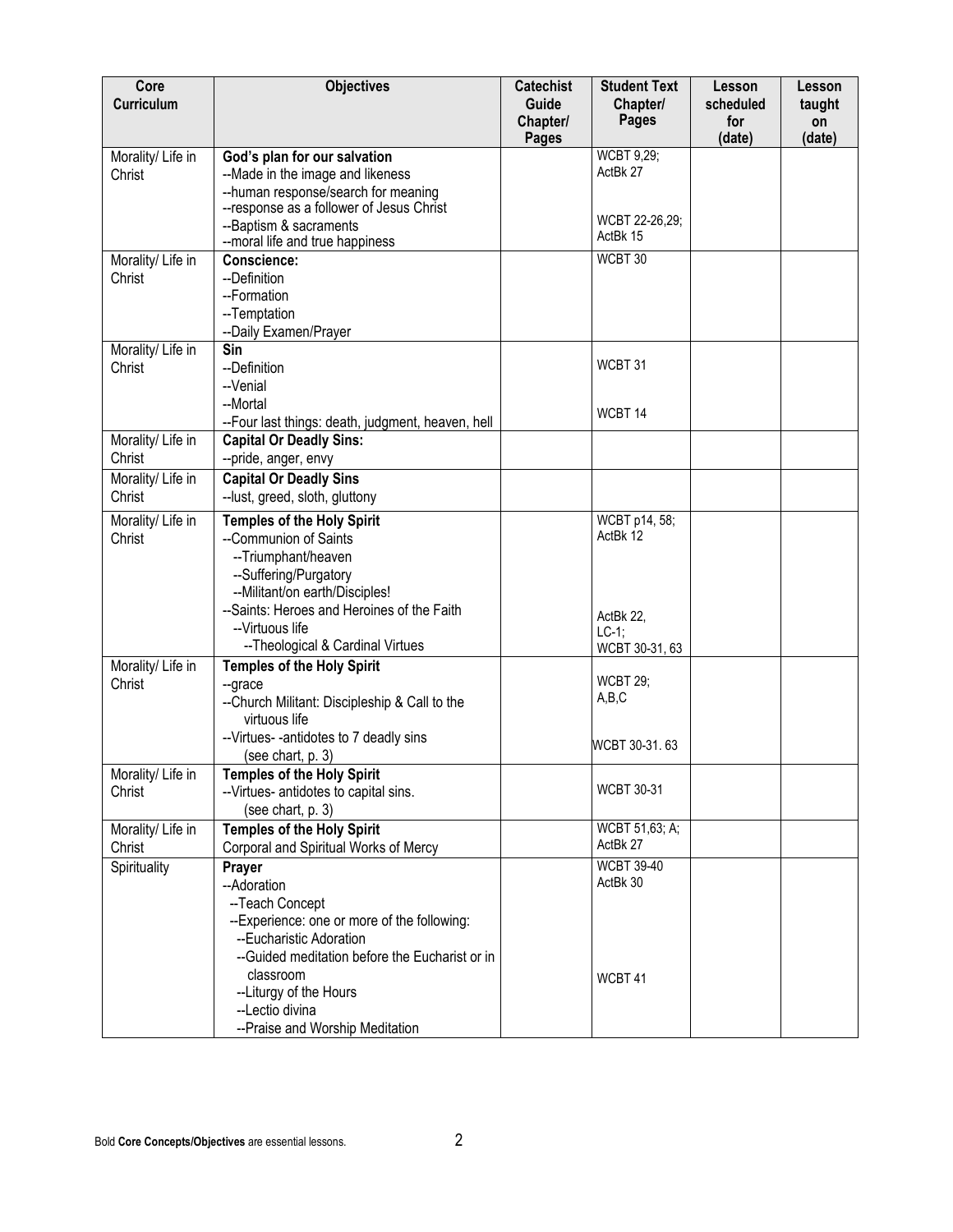| Core Curriculum | Objectives | Catechist Guide Chapter/ Pages | Student Text Chapter/ Pages | Lesson scheduled for (date) | Lesson taught on (date) |
| --- | --- | --- | --- | --- | --- |
| Morality/ Life in Christ | **God's plan for our salvation**<br>--Made in the image and likeness<br>--human response/search for meaning<br>--response as a follower of Jesus Christ<br>--Baptism & sacraments<br>--moral life and true happiness | | WCBT 9,29; ActBk 27<br><br>WCBT 22-26,29; ActBk 15 | | |
| Morality/ Life in Christ | **Conscience:**<br>--Definition<br>--Formation<br>--Temptation<br>--Daily Examen/Prayer | | WCBT 30 | | |
| Morality/ Life in Christ | **Sin**<br>--Definition<br>--Venial<br>--Mortal<br>--Four last things: death, judgment, heaven, hell | | WCBT 31<br><br>WCBT 14 | | |
| Morality/ Life in Christ | **Capital Or Deadly Sins:**<br>--pride, anger, envy | | | | |
| Morality/ Life in Christ | **Capital Or Deadly Sins**<br>--lust, greed, sloth, gluttony | | | | |
| Morality/ Life in Christ | **Temples of the Holy Spirit**<br>--Communion of Saints<br>--Triumphant/heaven<br>--Suffering/Purgatory<br>--Militant/on earth/Disciples!<br>--Saints: Heroes and Heroines of the Faith<br>--Virtuous life<br>--Theological & Cardinal Virtues | | WCBT p14, 58; ActBk 12<br><br>ActBk 22, LC-1; WCBT 30-31, 63 | | |
| Morality/ Life in Christ | **Temples of the Holy Spirit**<br>--grace<br>--Church Militant: Discipleship & Call to the virtuous life<br>--Virtues- -antidotes to 7 deadly sins (see chart, p. 3) | | WCBT 29; A,B,C<br><br>WCBT 30-31. 63 | | |
| Morality/ Life in Christ | **Temples of the Holy Spirit**<br>--Virtues- antidotes to capital sins. (see chart, p. 3) | | WCBT 30-31 | | |
| Morality/ Life in Christ | **Temples of the Holy Spirit**<br>Corporal and Spiritual Works of Mercy | | WCBT 51,63; A; ActBk 27 | | |
| Spirituality | **Prayer**<br>--Adoration<br>--Teach Concept<br>--Experience: one or more of the following:<br>--Eucharistic Adoration<br>--Guided meditation before the Eucharist or in classroom<br>--Liturgy of the Hours<br>--Lectio divina<br>--Praise and Worship Meditation | | WCBT 39-40 ActBk 30<br><br>WCBT 41 | | |

Bold **Core Concepts/Objectives** are essential lessons.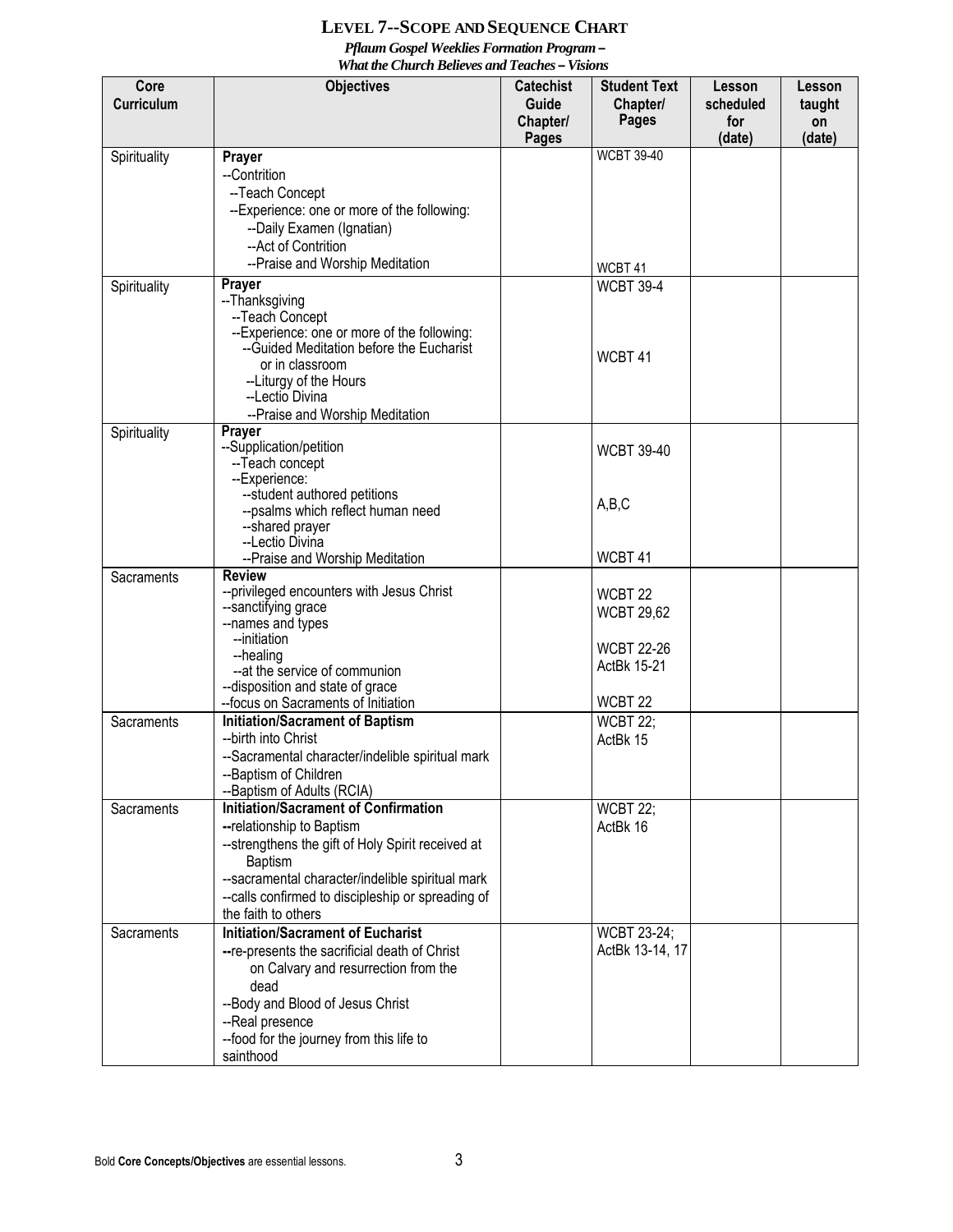# LEVEL 7--SCOPE AND SEQUENCE CHART

***Pflaum Gospel Weeklies Formation Program –***
***What the Church Believes and Teaches – Visions***

| Core Curriculum | Objectives | Catechist Guide Chapter/ Pages | Student Text Chapter/ Pages | Lesson scheduled for (date) | Lesson taught on (date) |
|---|---|---|---|---|---|
| Spirituality | **Prayer**<br>--Contrition<br>--Teach Concept<br>--Experience: one or more of the following:<br>--Daily Examen (Ignatian)<br>--Act of Contrition<br>--Praise and Worship Meditation | | WCBT 39-40<br><br>WCBT 41 | | |
| Spirituality | **Prayer**<br>--Thanksgiving<br>--Teach Concept<br>--Experience: one or more of the following:<br>--Guided Meditation before the Eucharist or in classroom<br>--Liturgy of the Hours<br>--Lectio Divina<br>--Praise and Worship Meditation | | WCBT 39-4<br><br>WCBT 41 | | |
| Spirituality | **Prayer**<br>--Supplication/petition<br>--Teach concept<br>--Experience:<br>--student authored petitions<br>--psalms which reflect human need<br>--shared prayer<br>--Lectio Divina<br>--Praise and Worship Meditation | | WCBT 39-40<br><br>A,B,C<br><br>WCBT 41 | | |
| Sacraments | **Review**<br>--privileged encounters with Jesus Christ<br>--sanctifying grace<br>--names and types<br>--initiation<br>--healing<br>--at the service of communion<br>--disposition and state of grace<br>--focus on Sacraments of Initiation | | WCBT 22<br>WCBT 29,62<br><br>WCBT 22-26<br>ActBk 15-21<br><br>WCBT 22 | | |
| Sacraments | **Initiation/Sacrament of Baptism**<br>--birth into Christ<br>--Sacramental character/indelible spiritual mark<br>--Baptism of Children<br>--Baptism of Adults (RCIA) | | WCBT 22;<br>ActBk 15 | | |
| Sacraments | **Initiation/Sacrament of Confirmation**<br>--relationship to Baptism<br>--strengthens the gift of Holy Spirit received at Baptism<br>--sacramental character/indelible spiritual mark<br>--calls confirmed to discipleship or spreading of the faith to others | | WCBT 22;<br>ActBk 16 | | |
| Sacraments | **Initiation/Sacrament of Eucharist**<br>--re-presents the sacrificial death of Christ on Calvary and resurrection from the dead<br>--Body and Blood of Jesus Christ<br>--Real presence<br>--food for the journey from this life to sainthood | | WCBT 23-24;<br>ActBk 13-14, 17 | | |

Bold **Core Concepts/Objectives** are essential lessons.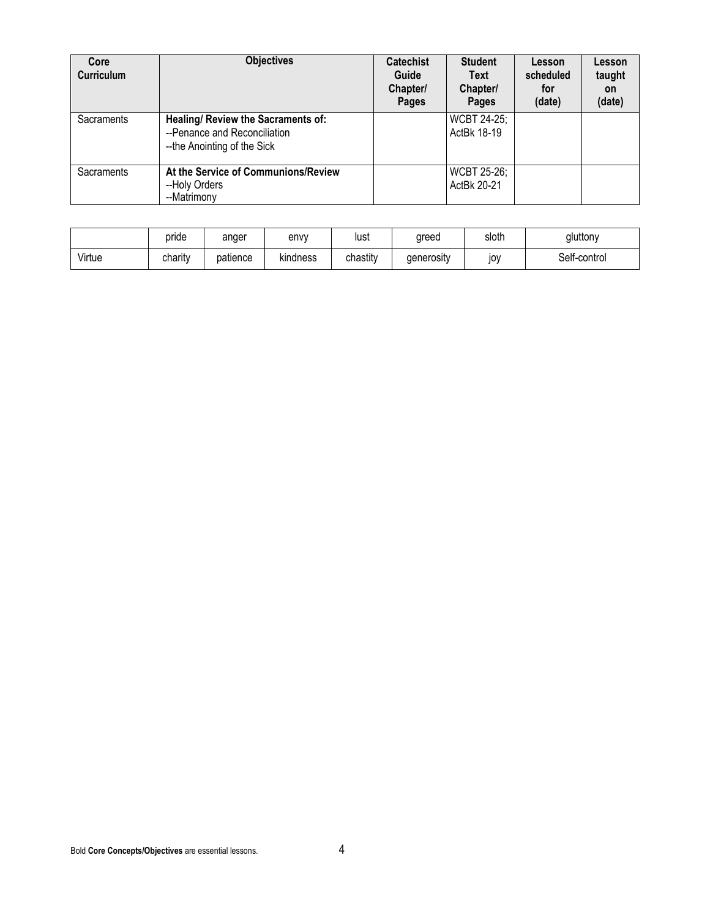| Core Curriculum | Objectives | Catechist Guide Chapter/ Pages | Student Text Chapter/ Pages | Lesson scheduled for (date) | Lesson taught on (date) |
|---|---|---|---|---|---|
| Sacraments | **Healing/ Review the Sacraments of:**<br>--Penance and Reconciliation<br>--the Anointing of the Sick | | WCBT 24-25; ActBk 18-19 | | |
| Sacraments | **At the Service of Communions/Review**<br>--Holy Orders<br>--Matrimony | | WCBT 25-26; ActBk 20-21 | | |

| | pride | anger | envy | lust | greed | sloth | gluttony |
|---|---|---|---|---|---|---|---|
| Virtue | charity | patience | kindness | chastity | generosity | joy | Self-control |

Bold **Core Concepts/Objectives** are essential lessons.